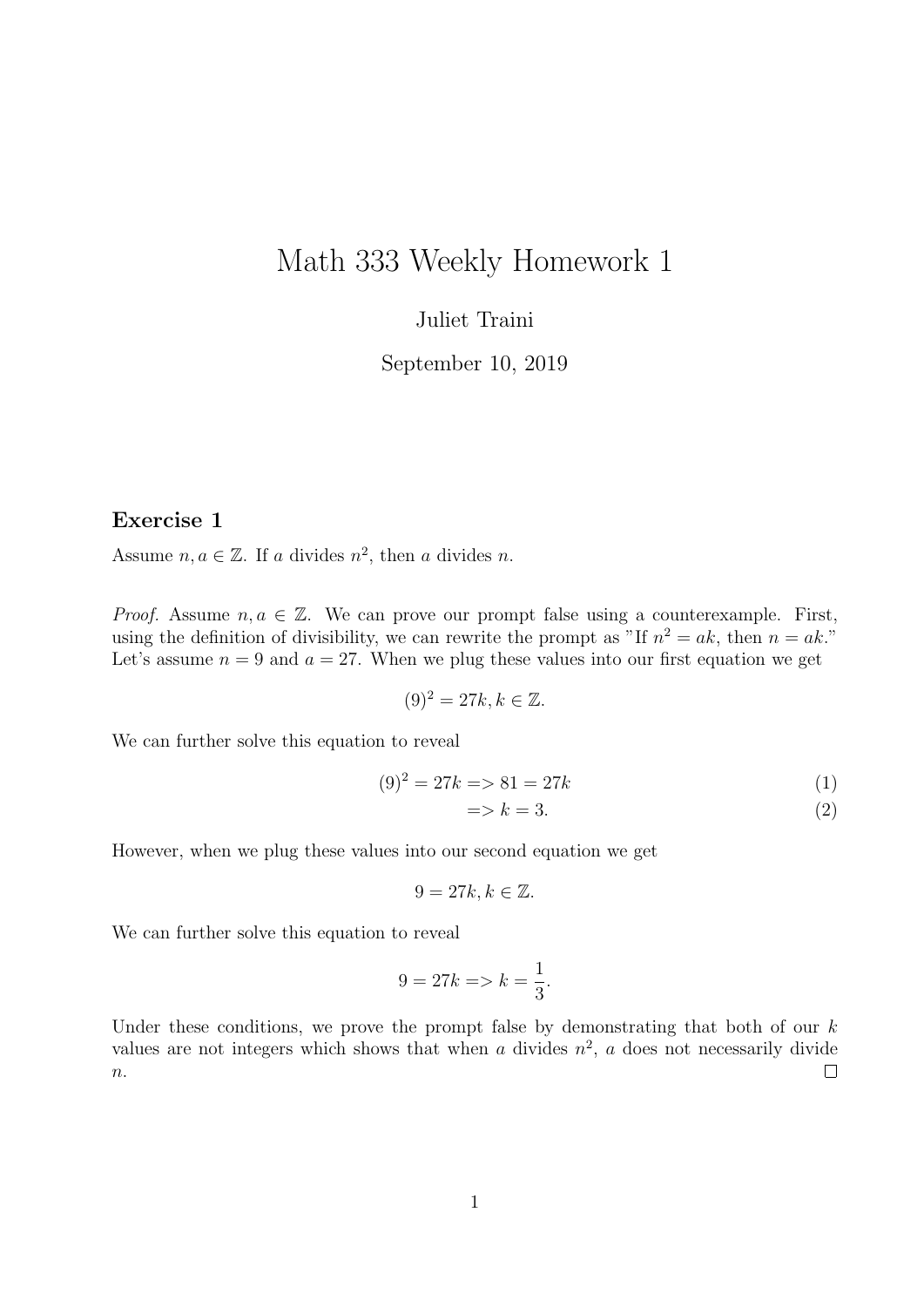# Math 333 Weekly Homework 1

Juliet Traini

September 10, 2019

## Exercise 1

Assume $n, a \in \mathbb{Z}$. If $a$ divides $n^2$, then $a$ divides $n$.

*Proof.* Assume $n, a \in \mathbb{Z}$. We can prove our prompt false using a counterexample. First, using the definition of divisibility, we can rewrite the prompt as "If $n^2 = ak$, then $n = ak$." Let's assume $n = 9$ and $a = 27$. When we plug these values into our first equation we get

$$(9)^2 = 27k, k \in \mathbb{Z}.$$

We can further solve this equation to reveal

$$(9)^2 = 27k => 81 = 27k \quad (1)$$

$$=> k = 3. \quad (2)$$

However, when we plug these values into our second equation we get

$$9 = 27k, k \in \mathbb{Z}.$$

We can further solve this equation to reveal

$$9 = 27k => k = \frac{1}{3}.$$

Under these conditions, we prove the prompt false by demonstrating that both of our $k$ values are not integers which shows that when $a$ divides $n^2$, $a$ does not necessarily divide $n$. □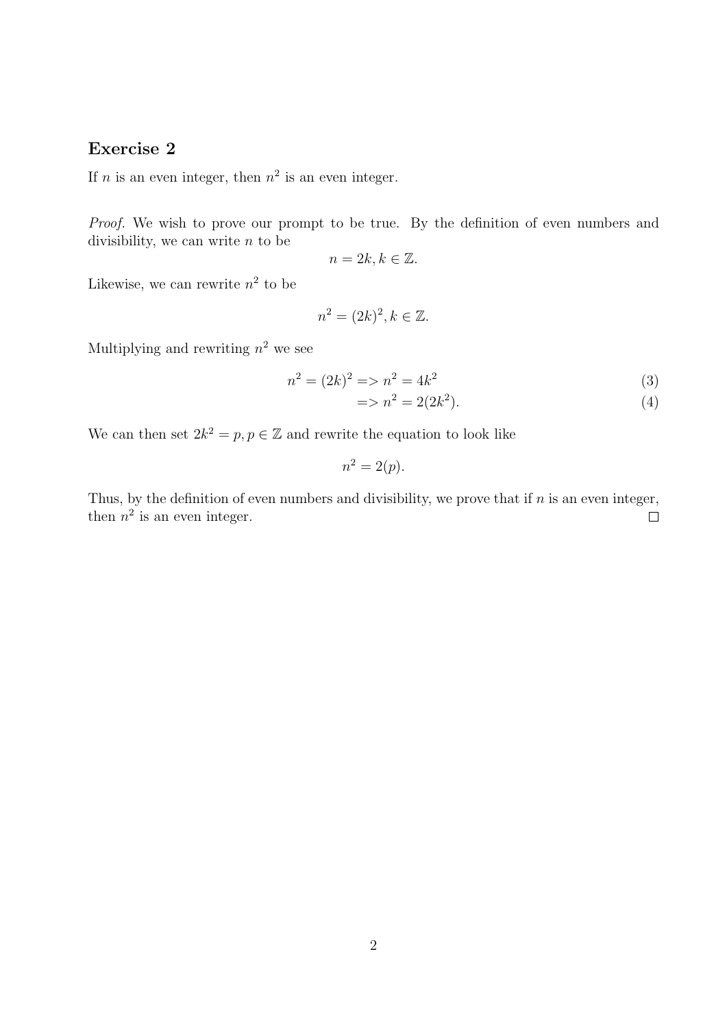## Exercise 2

If $n$ is an even integer, then $n^2$ is an even integer.

*Proof.* We wish to prove our prompt to be true. By the definition of even numbers and divisibility, we can write $n$ to be

$$n = 2k, k \in \mathbb{Z}.$$

Likewise, we can rewrite $n^2$ to be

$$n^2 = (2k)^2, k \in \mathbb{Z}.$$

Multiplying and rewriting $n^2$ we see

$$n^2 = (2k)^2 => n^2 = 4k^2 \tag{3}$$

$$=> n^2 = 2(2k^2). \tag{4}$$

We can then set $2k^2 = p, p \in \mathbb{Z}$ and rewrite the equation to look like

$$n^2 = 2(p).$$

Thus, by the definition of even numbers and divisibility, we prove that if $n$ is an even integer, then $n^2$ is an even integer. $\square$